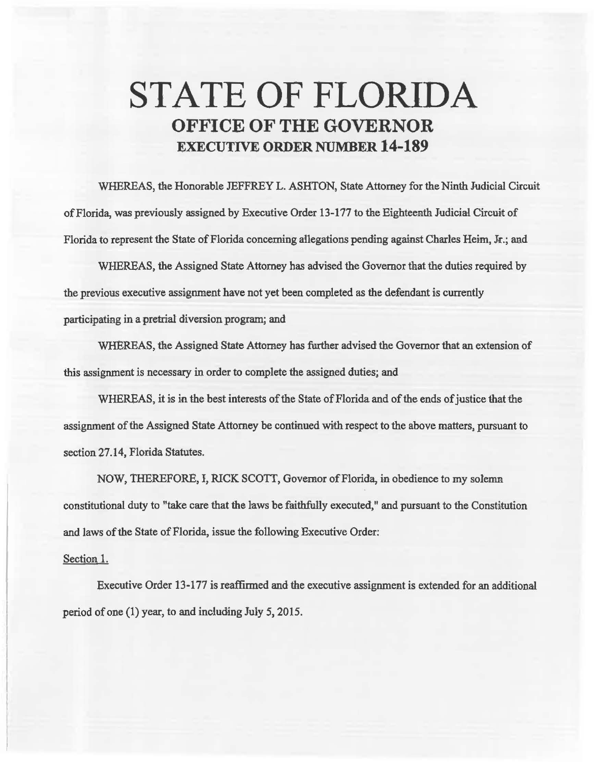# STATE OF FLORIDA

## OFFICE OF THE GOVERNOR

### EXECUTIVE ORDER NUMBER 14-189

WHEREAS, the Honorable JEFFREY L. ASHTON, State Attorney for the Ninth Judicial Circuit of Florida, was previously assigned by Executive Order 13-177 to the Eighteenth Judicial Circuit of Florida to represent the State of Florida concerning allegations pending against Charles Heim, Jr.; and

WHEREAS, the Assigned State Attorney has advised the Governor that the duties required by the previous executive assignment have not yet been completed as the defendant is currently participating in a pretrial diversion program; and

WHEREAS, the Assigned State Attorney has further advised the Governor that an extension of this assignment is necessary in order to complete the assigned duties; and

WHEREAS, it is in the best interests of the State of Florida and of the ends of justice that the assignment of the Assigned State Attorney be continued with respect to the above matters, pursuant to section 27.14, Florida Statutes.

NOW, THEREFORE, I, RICK SCOTT, Governor of Florida, in obedience to my solemn constitutional duty to "take care that the laws be faithfully executed," and pursuant to the Constitution and laws of the State of Florida, issue the following Executive Order:

Section 1.

Executive Order 13-177 is reaffirmed and the executive assignment is extended for an additional period of one (1) year, to and including July 5, 2015.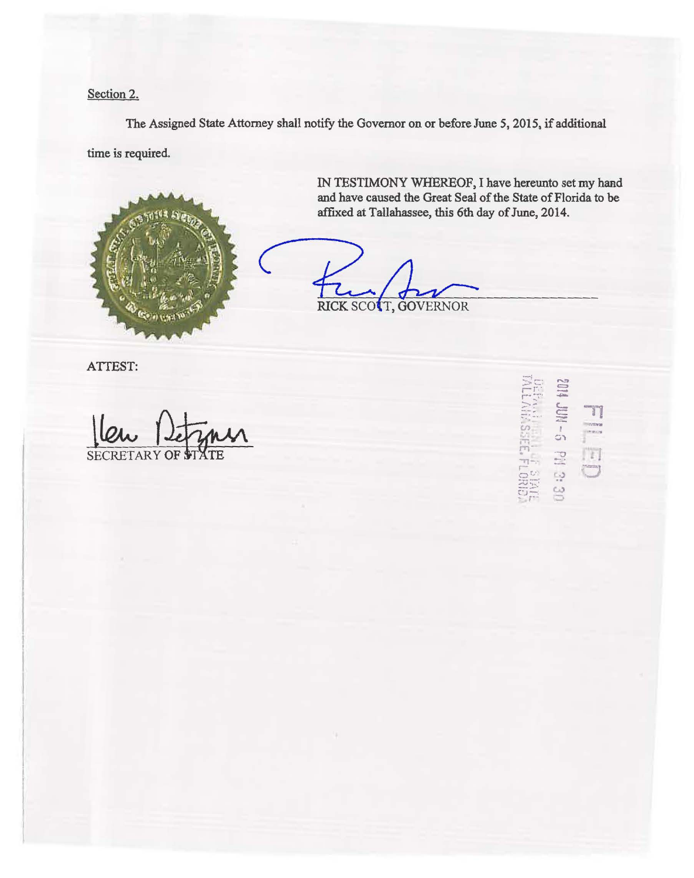Section 2.

The Assigned State Attorney shall notify the Governor on or before June 5, 2015, if additional time is required.

IN TESTIMONY WHEREOF, I have hereunto set my hand and have caused the Great Seal of the State of Florida to be affixed at Tallahassee, this 6th day of June, 2014.

RICK SCOTT, GOVERNOR

ATTEST:

SECRETARY OF STATE

FILED

2014 JUN -6 PM 3:30

DEPARTMENT OF STATE
TALLAHASSEE, FLORIDA